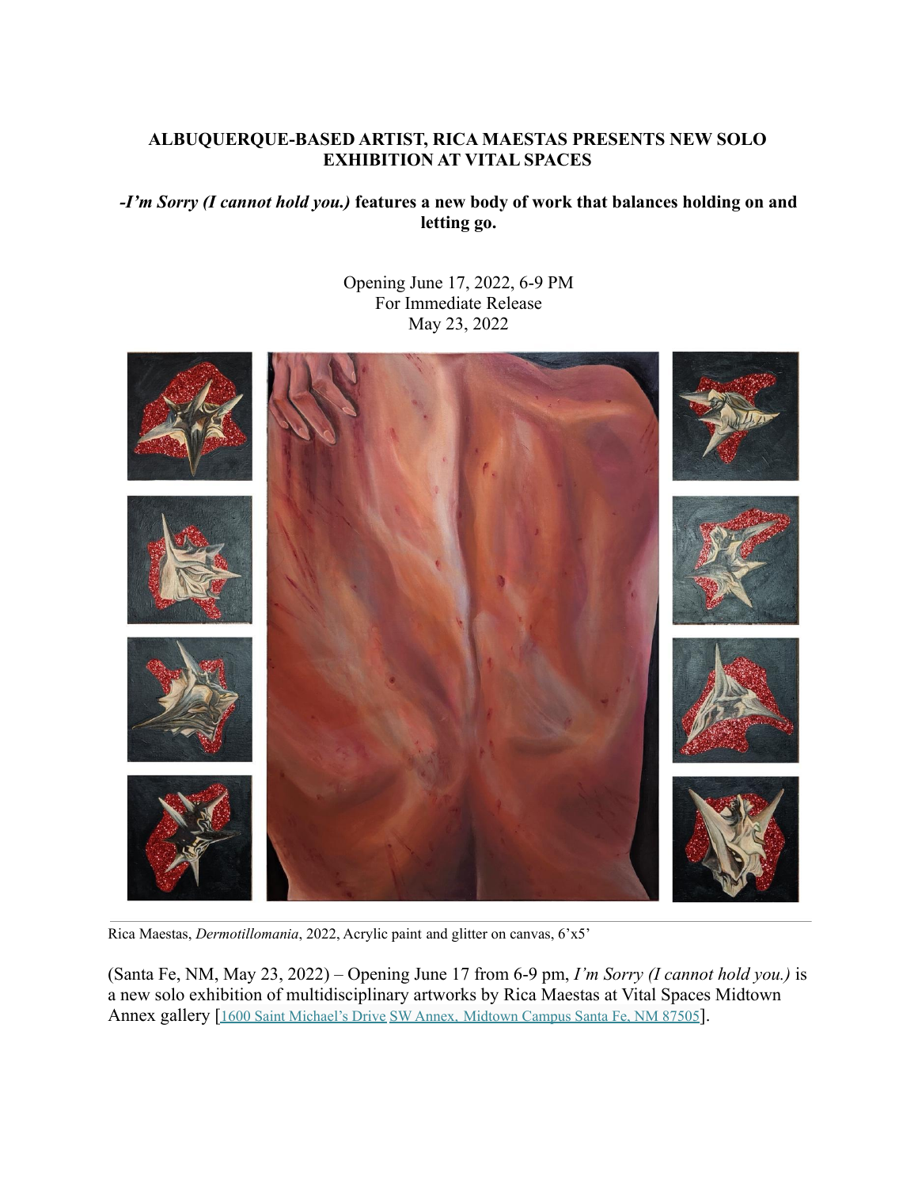**ALBUQUERQUE-BASED ARTIST, RICA MAESTAS PRESENTS NEW SOLO EXHIBITION AT VITAL SPACES**

***-I'm Sorry (I cannot hold you.)*** **features a new body of work that balances holding on and letting go.**

Opening June 17, 2022, 6-9 PM
For Immediate Release
May 23, 2022

Rica Maestas, *Dermotillomania*, 2022, Acrylic paint and glitter on canvas, 6'x5'

(Santa Fe, NM, May 23, 2022) – Opening June 17 from 6-9 pm, *I'm Sorry (I cannot hold you.)* is a new solo exhibition of multidisciplinary artworks by Rica Maestas at Vital Spaces Midtown Annex gallery [1600 Saint Michael's Drive SW Annex, Midtown Campus Santa Fe, NM 87505].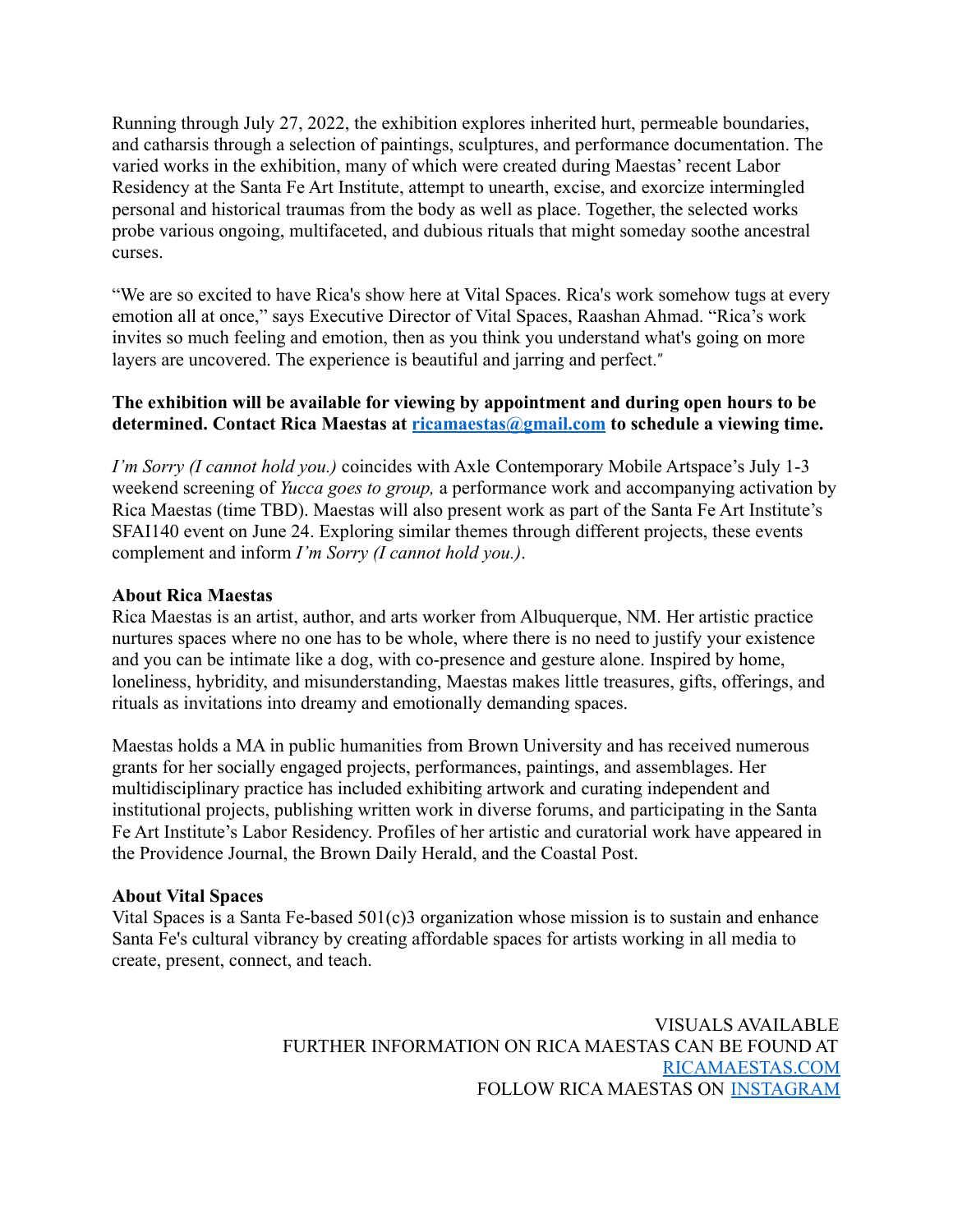Running through July 27, 2022, the exhibition explores inherited hurt, permeable boundaries, and catharsis through a selection of paintings, sculptures, and performance documentation. The varied works in the exhibition, many of which were created during Maestas' recent Labor Residency at the Santa Fe Art Institute, attempt to unearth, excise, and exorcize intermingled personal and historical traumas from the body as well as place. Together, the selected works probe various ongoing, multifaceted, and dubious rituals that might someday soothe ancestral curses.

"We are so excited to have Rica's show here at Vital Spaces. Rica's work somehow tugs at every emotion all at once," says Executive Director of Vital Spaces, Raashan Ahmad. "Rica's work invites so much feeling and emotion, then as you think you understand what's going on more layers are uncovered. The experience is beautiful and jarring and perfect."

**The exhibition will be available for viewing by appointment and during open hours to be determined. Contact Rica Maestas at [ricamaestas@gmail.com](mailto:ricamaestas@gmail.com) to schedule a viewing time.**

*I'm Sorry (I cannot hold you.)* coincides with Axle Contemporary Mobile Artspace's July 1-3 weekend screening of *Yucca goes to group,* a performance work and accompanying activation by Rica Maestas (time TBD). Maestas will also present work as part of the Santa Fe Art Institute's SFAI140 event on June 24. Exploring similar themes through different projects, these events complement and inform *I'm Sorry (I cannot hold you.)*.

**About Rica Maestas**

Rica Maestas is an artist, author, and arts worker from Albuquerque, NM. Her artistic practice nurtures spaces where no one has to be whole, where there is no need to justify your existence and you can be intimate like a dog, with co-presence and gesture alone. Inspired by home, loneliness, hybridity, and misunderstanding, Maestas makes little treasures, gifts, offerings, and rituals as invitations into dreamy and emotionally demanding spaces.

Maestas holds a MA in public humanities from Brown University and has received numerous grants for her socially engaged projects, performances, paintings, and assemblages. Her multidisciplinary practice has included exhibiting artwork and curating independent and institutional projects, publishing written work in diverse forums, and participating in the Santa Fe Art Institute's Labor Residency. Profiles of her artistic and curatorial work have appeared in the Providence Journal, the Brown Daily Herald, and the Coastal Post.

**About Vital Spaces**

Vital Spaces is a Santa Fe-based 501(c)3 organization whose mission is to sustain and enhance Santa Fe's cultural vibrancy by creating affordable spaces for artists working in all media to create, present, connect, and teach.

VISUALS AVAILABLE
FURTHER INFORMATION ON RICA MAESTAS CAN BE FOUND AT
RICAMAESTAS.COM
FOLLOW RICA MAESTAS ON INSTAGRAM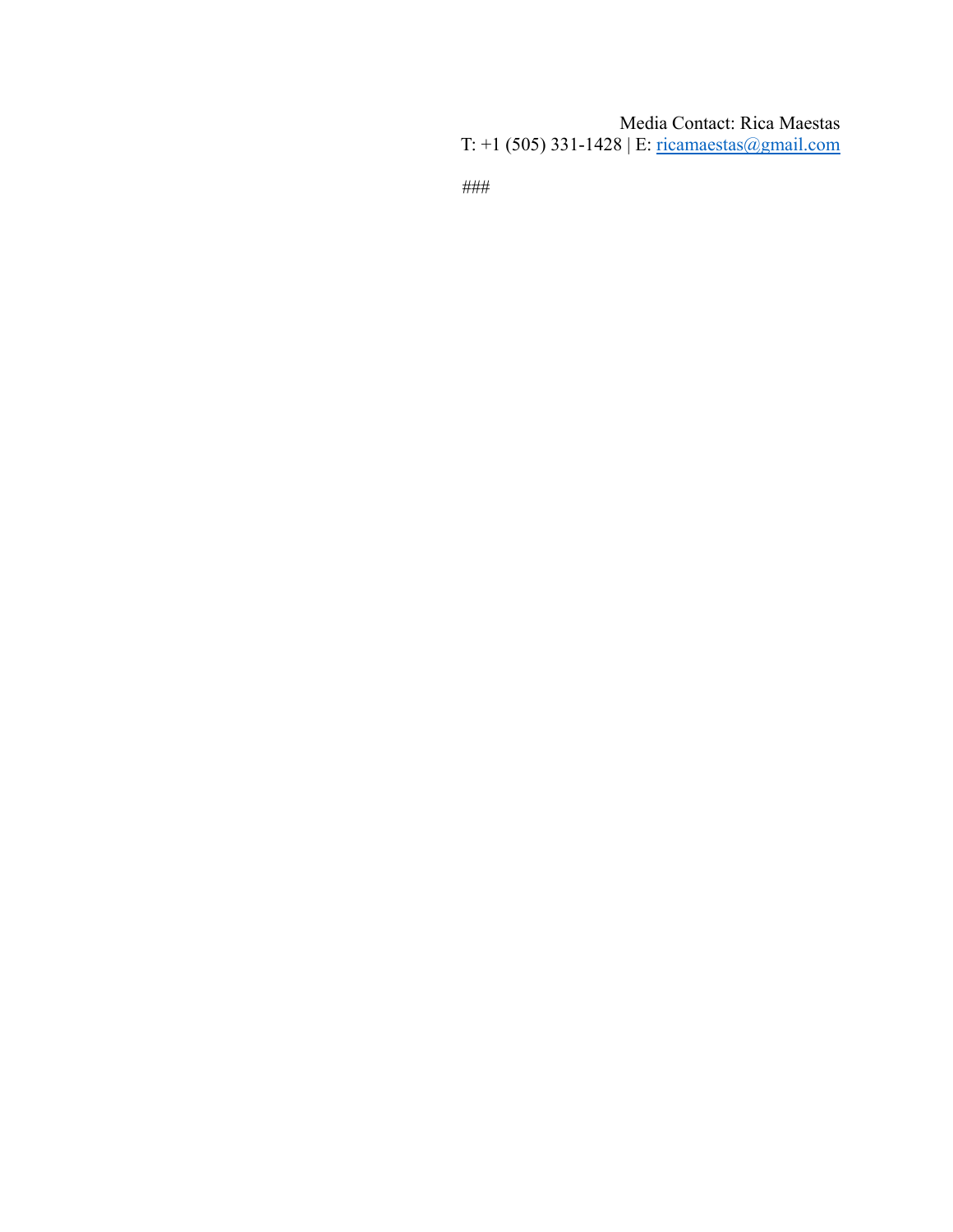Media Contact: Rica Maestas
T: +1 (505) 331-1428 | E: [ricamaestas@gmail.com](mailto:ricamaestas@gmail.com)

###